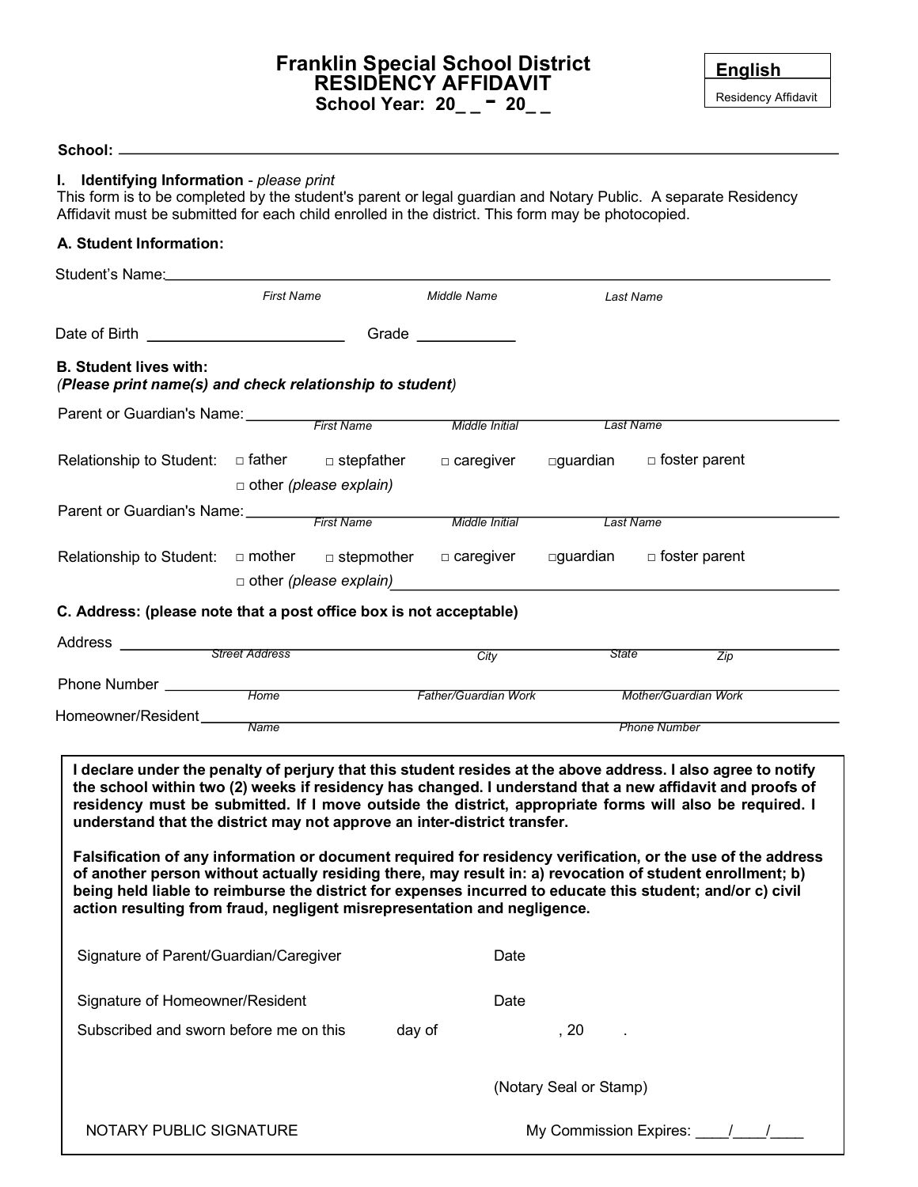# Franklin Special School District
# RESIDENCY AFFIDAVIT
**School Year: 20_ _ - 20_ _**

**English**
Residency Affidavit

**School:** ____________________________________________

**I. Identifying Information** - *please print*
This form is to be completed by the student's parent or legal guardian and Notary Public. A separate Residency Affidavit must be submitted for each child enrolled in the district. This form may be photocopied.

**A. Student Information:**

Student's Name: ____________________________________________
*First Name* *Middle Name* *Last Name*

Date of Birth ____________________ Grade __________

**B. Student lives with:**
***(Please print name(s) and check relationship to student)***

Parent or Guardian's Name: ____________________________________________
*First Name* *Middle Initial* *Last Name*

Relationship to Student: □ father □ stepfather □ caregiver □guardian □ foster parent
□ other *(please explain)*

Parent or Guardian's Name: ____________________________________________
*First Name* *Middle Initial* *Last Name*

Relationship to Student: □ mother □ stepmother □ caregiver □guardian □ foster parent
□ other *(please explain)* ____________________________________________

**C. Address: (please note that a post office box is not acceptable)**

Address ____________________________________________
*Street Address* *City* *State* *Zip*

Phone Number ____________________________________________
*Home* *Father/Guardian Work* *Mother/Guardian Work*

Homeowner/Resident ____________________________________________
*Name* *Phone Number*

**I declare under the penalty of perjury that this student resides at the above address. I also agree to notify the school within two (2) weeks if residency has changed. I understand that a new affidavit and proofs of residency must be submitted. If I move outside the district, appropriate forms will also be required. I understand that the district may not approve an inter-district transfer.**

**Falsification of any information or document required for residency verification, or the use of the address of another person without actually residing there, may result in: a) revocation of student enrollment; b) being held liable to reimburse the district for expenses incurred to educate this student; and/or c) civil action resulting from fraud, negligent misrepresentation and negligence.**

Signature of Parent/Guardian/Caregiver Date

Signature of Homeowner/Resident Date

Subscribed and sworn before me on this day of , 20 .

(Notary Seal or Stamp)

NOTARY PUBLIC SIGNATURE My Commission Expires: ____/____/____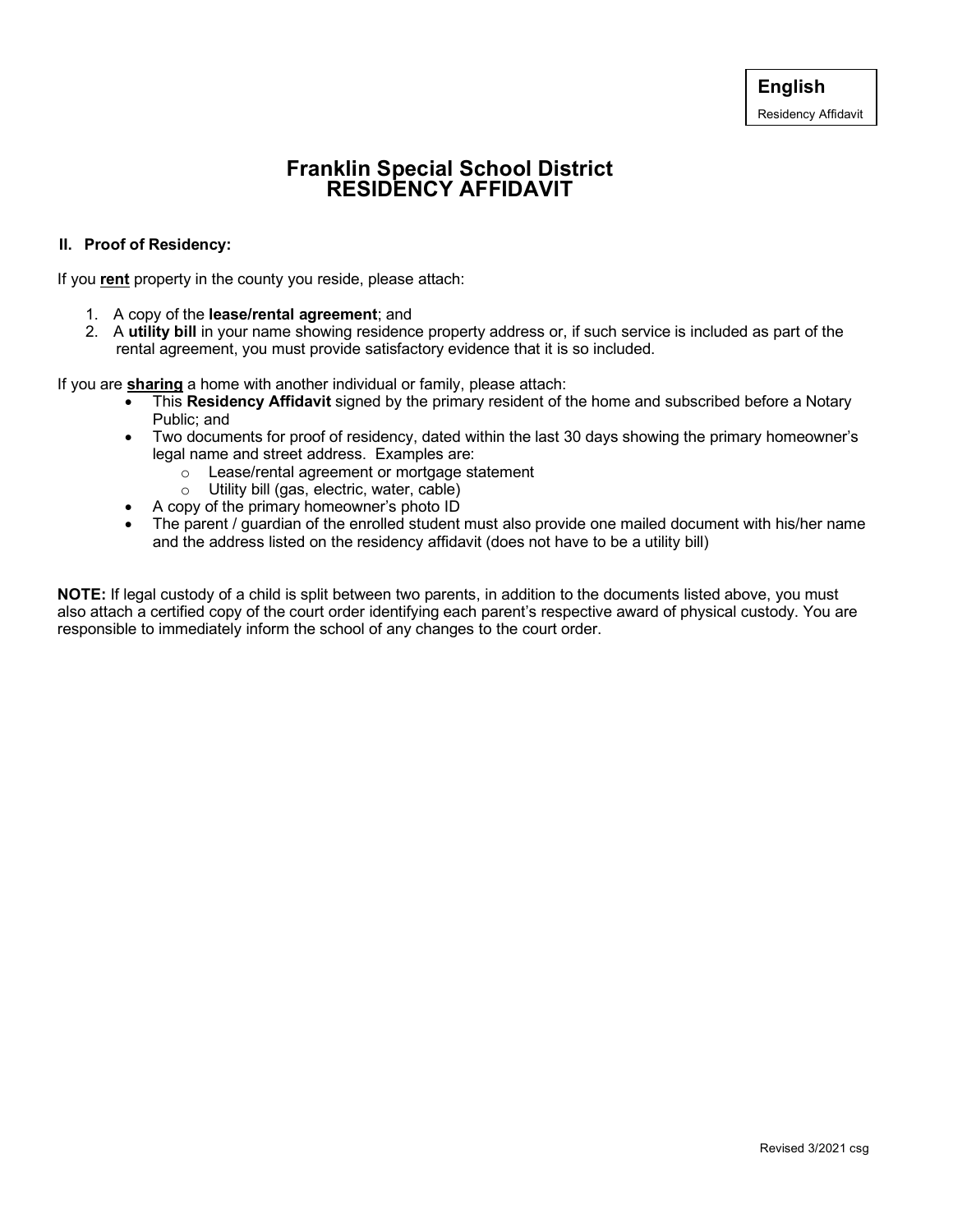**English**

Residency Affidavit

# Franklin Special School District
# RESIDENCY AFFIDAVIT

**II. Proof of Residency:**

If you **rent** property in the county you reside, please attach:

1. A copy of the **lease/rental agreement**; and
2. A **utility bill** in your name showing residence property address or, if such service is included as part of the rental agreement, you must provide satisfactory evidence that it is so included.

If you are **sharing** a home with another individual or family, please attach:

- This **Residency Affidavit** signed by the primary resident of the home and subscribed before a Notary Public; and
- Two documents for proof of residency, dated within the last 30 days showing the primary homeowner's legal name and street address. Examples are:
  - Lease/rental agreement or mortgage statement
  - Utility bill (gas, electric, water, cable)
- A copy of the primary homeowner's photo ID
- The parent / guardian of the enrolled student must also provide one mailed document with his/her name and the address listed on the residency affidavit (does not have to be a utility bill)

**NOTE:** If legal custody of a child is split between two parents, in addition to the documents listed above, you must also attach a certified copy of the court order identifying each parent's respective award of physical custody. You are responsible to immediately inform the school of any changes to the court order.

Revised 3/2021 csg